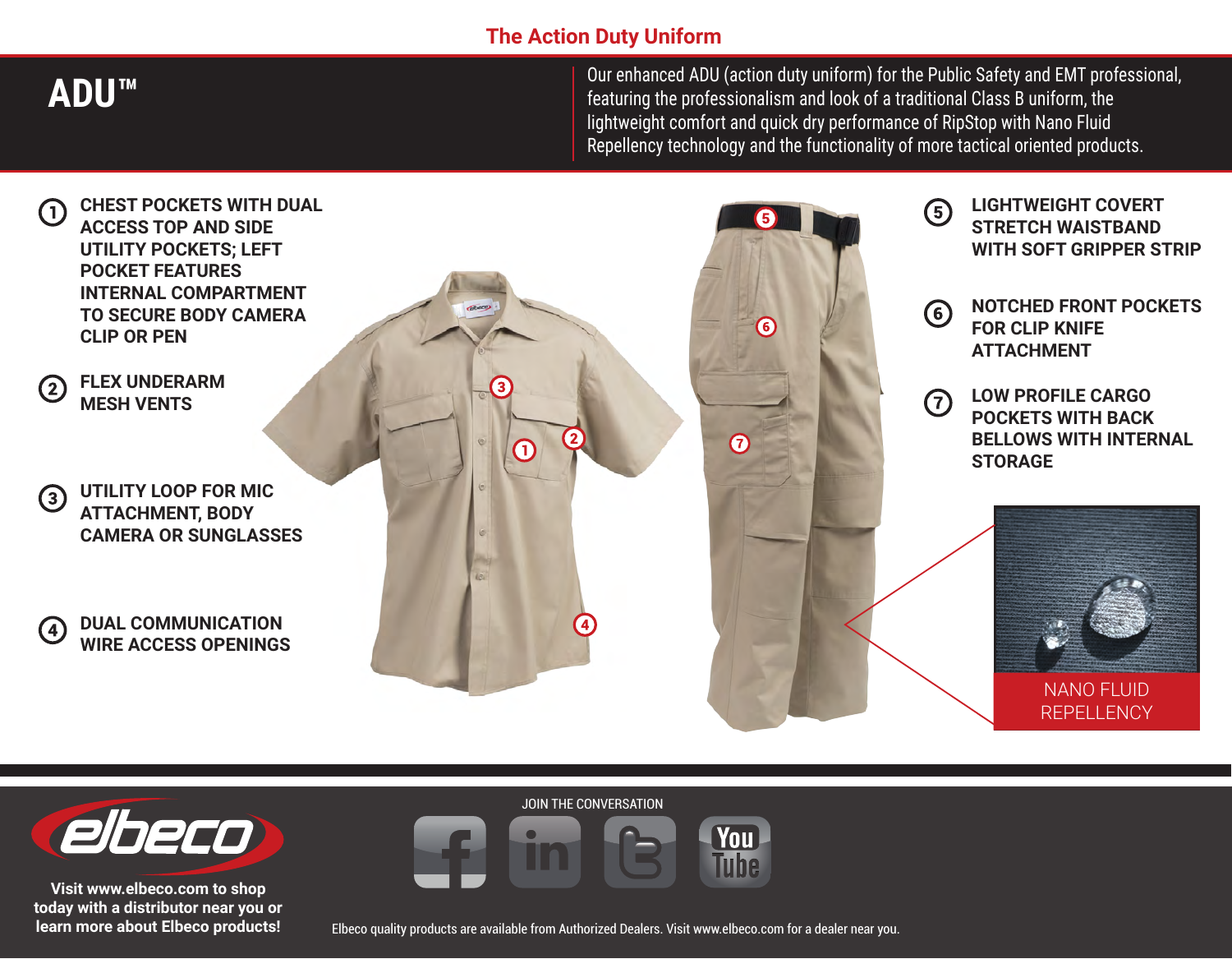# The Action Duty Uniform

## ADU™

Our enhanced ADU (action duty uniform) for the Public Safety and EMT professional, featuring the professionalism and look of a traditional Class B uniform, the lightweight comfort and quick dry performance of RipStop with Nano Fluid Repellency technology and the functionality of more tactical oriented products.

1. **CHEST POCKETS WITH DUAL ACCESS TOP AND SIDE UTILITY POCKETS; LEFT POCKET FEATURES INTERNAL COMPARTMENT TO SECURE BODY CAMERA CLIP OR PEN**
2. **FLEX UNDERARM MESH VENTS**
3. **UTILITY LOOP FOR MIC ATTACHMENT, BODY CAMERA OR SUNGLASSES**
4. **DUAL COMMUNICATION WIRE ACCESS OPENINGS**
5. **LIGHTWEIGHT COVERT STRETCH WAISTBAND WITH SOFT GRIPPER STRIP**
6. **NOTCHED FRONT POCKETS FOR CLIP KNIFE ATTACHMENT**
7. **LOW PROFILE CARGO POCKETS WITH BACK BELLOWS WITH INTERNAL STORAGE**

NANO FLUID REPELLENCY

**Visit www.elbeco.com to shop today with a distributor near you or learn more about Elbeco products!**

JOIN THE CONVERSATION

Elbeco quality products are available from Authorized Dealers. Visit www.elbeco.com for a dealer near you.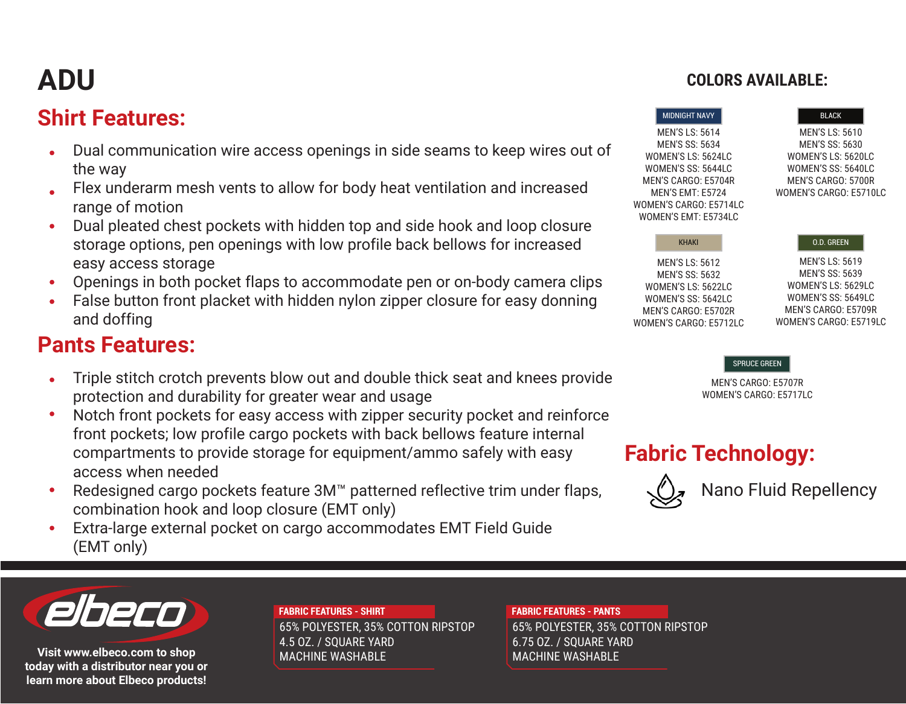# ADU

## Shirt Features:

- Dual communication wire access openings in side seams to keep wires out of the way
- Flex underarm mesh vents to allow for body heat ventilation and increased range of motion
- Dual pleated chest pockets with hidden top and side hook and loop closure storage options, pen openings with low profile back bellows for increased easy access storage
- Openings in both pocket flaps to accommodate pen or on-body camera clips
- False button front placket with hidden nylon zipper closure for easy donning and doffing

## Pants Features:

- Triple stitch crotch prevents blow out and double thick seat and knees provide protection and durability for greater wear and usage
- Notch front pockets for easy access with zipper security pocket and reinforce front pockets; low profile cargo pockets with back bellows feature internal compartments to provide storage for equipment/ammo safely with easy access when needed
- Redesigned cargo pockets feature 3M™ patterned reflective trim under flaps, combination hook and loop closure (EMT only)
- Extra-large external pocket on cargo accommodates EMT Field Guide (EMT only)

## COLORS AVAILABLE:

**MIDNIGHT NAVY**
MEN'S LS: 5614
MEN'S SS: 5634
WOMEN'S LS: 5624LC
WOMEN'S SS: 5644LC
MEN'S CARGO: E5704R
MEN'S EMT: E5724
WOMEN'S CARGO: E5714LC
WOMEN'S EMT: E5734LC

**BLACK**
MEN'S LS: 5610
MEN'S SS: 5630
WOMEN'S LS: 5620LC
WOMEN'S SS: 5640LC
MEN'S CARGO: 5700R
WOMEN'S CARGO: E5710LC

**KHAKI**
MEN'S LS: 5612
MEN'S SS: 5632
WOMEN'S LS: 5622LC
WOMEN'S SS: 5642LC
MEN'S CARGO: E5702R
WOMEN'S CARGO: E5712LC

**O.D. GREEN**
MEN'S LS: 5619
MEN'S SS: 5639
WOMEN'S LS: 5629LC
WOMEN'S SS: 5649LC
MEN'S CARGO: E5709R
WOMEN'S CARGO: E5719LC

**SPRUCE GREEN**
MEN'S CARGO: E5707R
WOMEN'S CARGO: E5717LC

## Fabric Technology:

Nano Fluid Repellency

**FABRIC FEATURES - SHIRT**
65% POLYESTER, 35% COTTON RIPSTOP
4.5 OZ. / SQUARE YARD
MACHINE WASHABLE

**FABRIC FEATURES - PANTS**
65% POLYESTER, 35% COTTON RIPSTOP
6.75 OZ. / SQUARE YARD
MACHINE WASHABLE

elbeco

**Visit www.elbeco.com to shop today with a distributor near you or learn more about Elbeco products!**